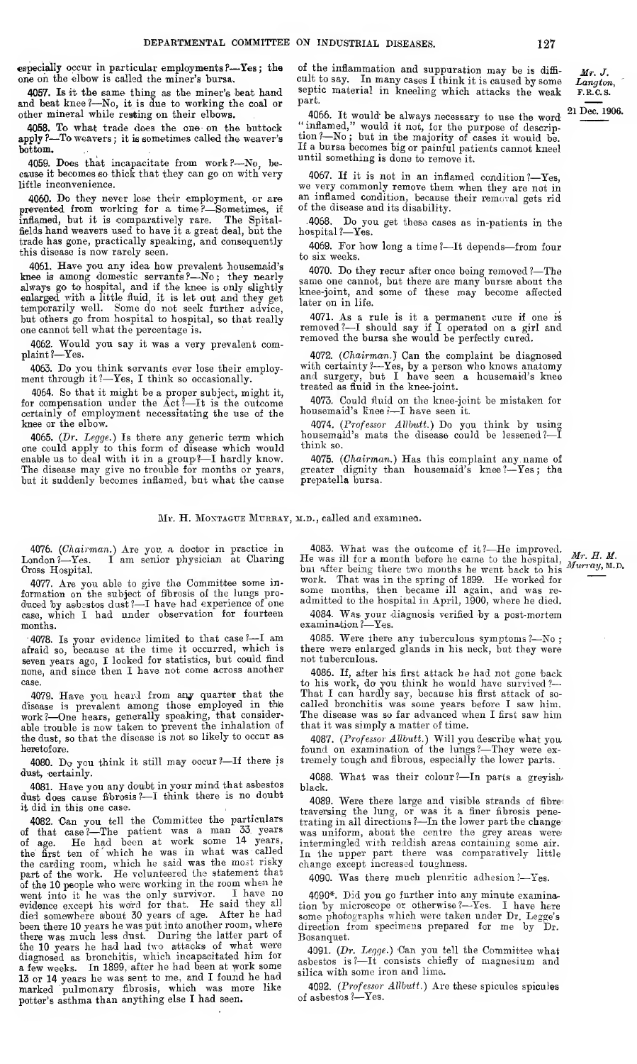especially occur in particular employments?—Yes; the one on the elbow is called the miner's bursa.

4057. Is it the same thing as the miner's beat hand and beat knee?—No, it is due to working the coal or other mineral while resting on their elbows.

4058. To what trade does the one on the buttock apply?—To weavers; it is sometimes called the weaver's bottom.

4059. Does that incapacitate from work?—No, because it becomes so thick that they can go on with very little inconvenience.

4060. Do they never lose their employment, or are prevented from working for a time?—Sometimes, if inflamed, but it is comparatively rare. The Spitalfields hand weavers used to have it a great deal, but the trade has gone, practically speaking, and consequently this disease is now rarely seen.

4061. Have you any idea how prevalent housemaid's knee is among domestic servants?—No; they nearly always go to hospital, and if the knee is only slightly enlarged with a little fluid, it is let out and they get temporarily well. Some do not seek further advice, but others go from hospital to hospital, so that really one cannot tell what the percentage is.

4062. Would you say it was a very prevalent complaint?—Yes.

4063. Do you think servants ever lose their employment through it?—Yes, I think so occasionally.

4064. So that it might be a proper subject, might it, for compensation under the Act?—It is the outcome certainly of employment necessitating the use of the knee or the elbow.

4065. (*Dr. Legge.*) Is there any generic term which one could apply to this form of disease which would enable us to deal with it in a group?—I hardly know. The disease may give no trouble for months or years, but it suddenly becomes inflamed, but what the cause of the inflammation and suppuration may be is difficult to say. In many cases I think it is caused by some septic material in kneeling which attacks the weak part.

*Mr. J. Langton, F.R.C.S.*

*21 Dec. 1906.*

4066. It would be always necessary to use the word "inflamed," would it not, for the purpose of description?—No; but in the majority of cases it would be. If a bursa becomes big or painful patients cannot kneel until something is done to remove it.

4067. If it is not in an inflamed condition?—Yes, we very commonly remove them when they are not in an inflamed condition, because their removal gets rid of the disease and its disability.

4068. Do you get these cases as in-patients in the hospital?—Yes.

4069. For how long a time?—It depends—from four to six weeks.

4070. Do they recur after once being removed?—The same one cannot, but there are many bursæ about the knee-joint, and some of these may become affected later on in life.

4071. As a rule is it a permanent cure if one is removed?—I should say if I operated on a girl and removed the bursa she would be perfectly cured.

4072. (*Chairman.*) Can the complaint be diagnosed with certainty?—Yes, by a person who knows anatomy and surgery, but I have seen a housemaid's knee treated as fluid in the knee-joint.

4073. Could fluid on the knee-joint be mistaken for housemaid's knee?—I have seen it.

4074. (*Professor Allbutt.*) Do you think by using housemaid's mats the disease could be lessened?—I think so.

4075. (*Chairman.*) Has this complaint any name of greater dignity than housemaid's knee?—Yes; the prepatella bursa.

Mr. H. Montague Murray, M.D., called and examined.

4076. (*Chairman.*) Are you a doctor in practice in London?—Yes. I am senior physician at Charing Cross Hospital.

4077. Are you able to give the Committee some information on the subject of fibrosis of the lungs produced by asbestos dust?—I have had experience of one case, which I had under observation for fourteen months.

4078. Is your evidence limited to that case?—I am afraid so, because at the time it occurred, which is seven years ago, I looked for statistics, but could find none, and since then I have not come across another case.

4079. Have you heard from any quarter that the disease is prevalent among those employed in the work?—One hears, generally speaking, that considerable trouble is now taken to prevent the inhalation of the dust, so that the disease is not so likely to occur as heretofore.

4080. Do you think it still may occur?—If there is dust, certainly.

4081. Have you any doubt in your mind that asbestos dust does cause fibrosis?—I think there is no doubt it did in this one case.

4082. Can you tell the Committee the particulars of that case?—The patient was a man 33 years of age. He had been at work some 14 years, the first ten of which he was in what was called the carding room, which he said was the most risky part of the work. He volunteered the statement that of the 10 people who were working in the room when he went into it he was the only survivor. I have no evidence except his word for that. He said they all died somewhere about 30 years of age. After he had been there 10 years he was put into another room, where there was much less dust. During the latter part of the 10 years he had had two attacks of what were diagnosed as bronchitis, which incapacitated him for a few weeks. In 1899, after he had been at work some 13 or 14 years he was sent to me, and I found he had marked pulmonary fibrosis, which was more like potter's asthma than anything else I had seen.

4083. What was the outcome of it?—He improved. He was ill for a month before he came to the hospital, but after being there two months he went back to his work. That was in the spring of 1899. He worked for some months, then became ill again, and was re-admitted to the hospital in April, 1900, where he died.

*Mr. H. M. Murray, M.D.*

4084. Was your diagnosis verified by a post-mortem examination?—Yes.

4085. Were there any tuberculous symptoms?—No; there were enlarged glands in his neck, but they were not tuberculous.

4086. If, after his first attack he had not gone back to his work, do you think he would have survived?—That I can hardly say, because his first attack of so-called bronchitis was some years before I saw him. The disease was so far advanced when I first saw him that it was simply a matter of time.

4087. (*Professor Allbutt.*) Will you describe what you found on examination of the lungs?—They were extremely tough and fibrous, especially the lower parts.

4088. What was their colour?—In parts a greyish-black.

4089. Were there large and visible strands of fibre traversing the lung, or was it a finer fibrosis penetrating in all directions?—In the lower part the change was uniform, about the centre the grey areas were intermingled with reddish areas containing some air. In the upper part there was comparatively little change except increased toughness.

4090. Was there much pleuritic adhesion?—Yes.

4090*. Did you go further into any minute examination by microscope or otherwise?—Yes. I have here some photographs which were taken under Dr. Legge's direction from specimens prepared for me by Dr. Bosanquet.

4091. (*Dr. Legge.*) Can you tell the Committee what asbestos is?—It consists chiefly of magnesium and silica with some iron and lime.

4092. (*Professor Allbutt.*) Are these spicules spicules of asbestos?—Yes.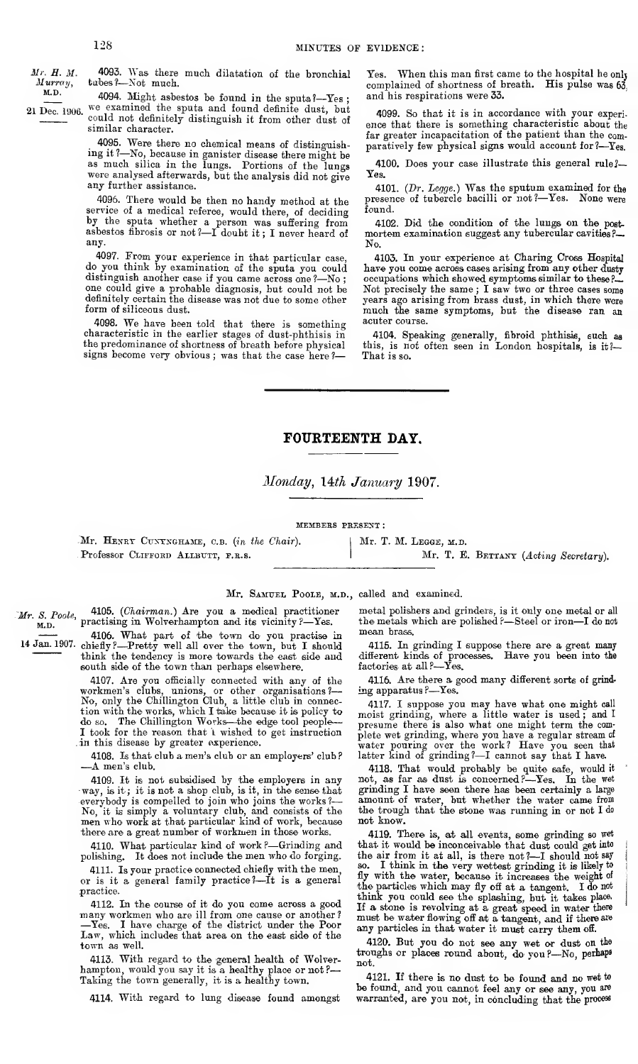*Mr. H. M. Murray, M.D.*

21 Dec. 1906.

4093. Was there much dilatation of the bronchial tubes?—Not much.

4094. Might asbestos be found in the sputa?—Yes; we examined the sputa and found definite dust, but could not definitely distinguish it from other dust of similar character.

4095. Were there no chemical means of distinguishing it?—No, because in ganister disease there might be as much silica in the lungs. Portions of the lungs were analysed afterwards, but the analysis did not give any further assistance.

4096. There would be then no handy method at the service of a medical referee, would there, of deciding by the sputa whether a person was suffering from asbestos fibrosis or not?—I doubt it; I never heard of any.

4097. From your experience in that particular case, do you think by examination of the sputa you could distinguish another case if you came across one?—No; one could give a probable diagnosis, but could not be definitely certain the disease was not due to some other form of siliceous dust.

4098. We have been told that there is something characteristic in the earlier stages of dust-phthisis in the predominance of shortness of breath before physical signs become very obvious; was that the case here?—Yes. When this man first came to the hospital he only complained of shortness of breath. His pulse was 63, and his respirations were 33.

4099. So that it is in accordance with your experience that there is something characteristic about the far greater incapacitation of the patient than the comparatively few physical signs would account for?—Yes.

4100. Does your case illustrate this general rule?—Yes.

4101. (*Dr. Legge.*) Was the sputum examined for the presence of tubercle bacilli or not?—Yes. None were found.

4102. Did the condition of the lungs on the post-mortem examination suggest any tubercular cavities?—No.

4103. In your experience at Charing Cross Hospital have you come across cases arising from any other dusty occupations which showed symptoms similar to these?—Not precisely the same; I saw two or three cases some years ago arising from brass dust, in which there were much the same symptoms, but the disease ran an acuter course.

4104. Speaking generally, fibroid phthisis, such as this, is not often seen in London hospitals, is it?—That is so.

## FOURTEENTH DAY.

*Monday, 14th January 1907.*

MEMBERS PRESENT:

Mr. Henry Cunynghame, C.B. (*in the Chair*).
Professor Clifford Allbutt, F.R.S.
Mr. T. M. Legge, M.D.
Mr. T. E. Bettany (*Acting Secretary*).

Mr. Samuel Poole, M.D., called and examined.

*Mr. S. Poole, M.D.*

14 Jan. 1907.

4105. (*Chairman.*) Are you a medical practitioner practising in Wolverhampton and its vicinity?—Yes.

4106. What part of the town do you practise in chiefly?—Pretty well all over the town, but I should think the tendency is more towards the east side and south side of the town than perhaps elsewhere.

4107. Are you officially connected with any of the workmen's clubs, unions, or other organisations?—No, only the Chillington Club, a little club in connection with the works, which I take because it is policy to do so. The Chillington Works—the edge tool people—I took for the reason that I wished to get instruction in this disease by greater experience.

4108. Is that club a men's club or an employers' club?—A men's club.

4109. It is not subsidised by the employers in any way, is it; it is not a shop club, is it, in the sense that everybody is compelled to join who joins the works?—No, it is simply a voluntary club, and consists of the men who work at that particular kind of work, because there are a great number of workmen in those works.

4110. What particular kind of work?—Grinding and polishing. It does not include the men who do forging.

4111. Is your practice connected chiefly with the men, or is it a general family practice?—It is a general practice.

4112. In the course of it do you come across a good many workmen who are ill from one cause or another?—Yes. I have charge of the district under the Poor Law, which includes that area on the east side of the town as well.

4113. With regard to the general health of Wolverhampton, would you say it is a healthy place or not?—Taking the town generally, it is a healthy town.

4114. With regard to lung disease found amongst metal polishers and grinders, is it only one metal or all the metals which are polished?—Steel or iron—I do not mean brass.

4115. In grinding I suppose there are a great many different kinds of processes. Have you been into the factories at all?—Yes.

4116. Are there a good many different sorts of grinding apparatus?—Yes.

4117. I suppose you may have what one might call moist grinding, where a little water is used; and I presume there is also what one might term the complete wet grinding, where you have a regular stream of water pouring over the work? Have you seen that latter kind of grinding?—I cannot say that I have.

4118. That would probably be quite safe, would it not, as far as dust is concerned?—Yes. In the wet grinding I have seen there has been certainly a large amount of water, but whether the water came from the trough that the stone was running in or not I do not know.

4119. There is, at all events, some grinding so wet that it would be inconceivable that dust could get into the air from it at all, is there not?—I should not say so. I think in the very wettest grinding it is likely to fly with the water, because it increases the weight of the particles which may fly off at a tangent. I do not think you could see the splashing, but it takes place. If a stone is revolving at a great speed in water there must be water flowing off at a tangent, and if there are any particles in that water it must carry them off.

4120. But you do not see any wet or dust on the troughs or places round about, do you?—No, perhaps not.

4121. If there is no dust to be found and no wet to be found, and you cannot feel any or see any, you are warranted, are you not, in concluding that the process